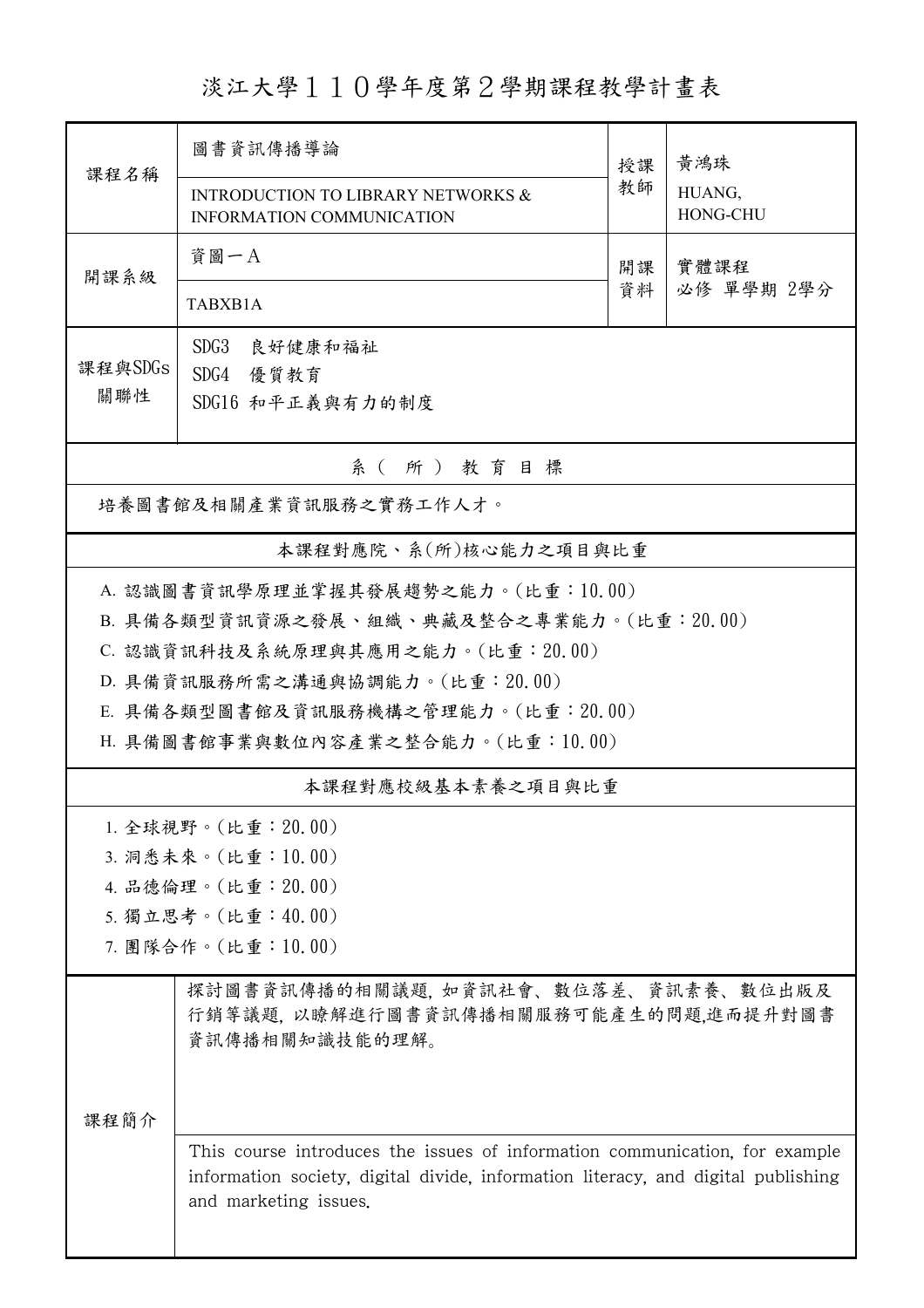# 淡江大學110學年度第2學期課程教學計畫表

| | | | |
|---|---|---|---|
| 課程名稱 | 圖書資訊傳播導論<br>INTRODUCTION TO LIBRARY NETWORKS & INFORMATION COMMUNICATION | 授課教師 | 黃鴻珠<br>HUANG, HONG-CHU |
| 開課系級 | 資圖一A<br>TABXB1A | 開課資料 | 實體課程<br>必修 單學期 2學分 |
| 課程與SDGs關聯性 | SDG3 良好健康和福祉<br>SDG4 優質教育<br>SDG16 和平正義與有力的制度 | | |

## 系（所）教育目標

培養圖書館及相關產業資訊服務之實務工作人才。

## 本課程對應院、系(所)核心能力之項目與比重

A. 認識圖書資訊學原理並掌握其發展趨勢之能力。(比重：10.00)

B. 具備各類型資訊資源之發展、組織、典藏及整合之專業能力。(比重：20.00)

C. 認識資訊科技及系統原理與其應用之能力。(比重：20.00)

D. 具備資訊服務所需之溝通與協調能力。(比重：20.00)

E. 具備各類型圖書館及資訊服務機構之管理能力。(比重：20.00)

H. 具備圖書館事業與數位內容產業之整合能力。(比重：10.00)

## 本課程對應校級基本素養之項目與比重

1. 全球視野。(比重：20.00)
3. 洞悉未來。(比重：10.00)
4. 品德倫理。(比重：20.00)
5. 獨立思考。(比重：40.00)
7. 團隊合作。(比重：10.00)

## 課程簡介

探討圖書資訊傳播的相關議題，如資訊社會、數位落差、資訊素養、數位出版及行銷等議題，以瞭解進行圖書資訊傳播相關服務可能產生的問題,進而提升對圖書資訊傳播相關知識技能的理解。

This course introduces the issues of information communication, for example information society, digital divide, information literacy, and digital publishing and marketing issues.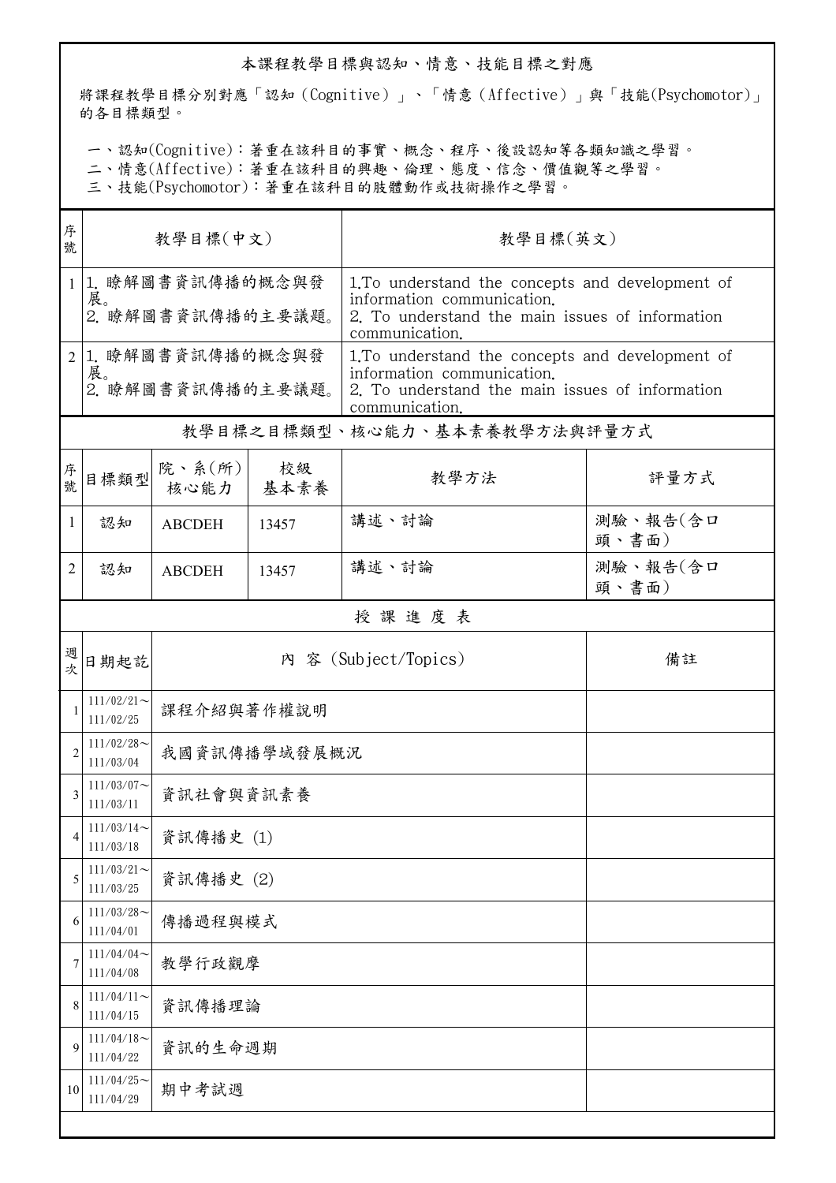## 本課程教學目標與認知、情意、技能目標之對應

將課程教學目標分別對應「認知（Cognitive）」、「情意（Affective）」與「技能(Psychomotor)」的各目標類型。

一、認知(Cognitive)：著重在該科目的事實、概念、程序、後設認知等各類知識之學習。
二、情意(Affective)：著重在該科目的興趣、倫理、態度、信念、價值觀等之學習。
三、技能(Psychomotor)：著重在該科目的肢體動作或技術操作之學習。

| 序號 | 教學目標(中文) | 教學目標(英文) |
| --- | --- | --- |
| 1 | 1. 瞭解圖書資訊傳播的概念與發展。<br>2. 瞭解圖書資訊傳播的主要議題。 | 1.To understand the concepts and development of information communication.<br>2. To understand the main issues of information communication. |
| 2 | 1. 瞭解圖書資訊傳播的概念與發展。<br>2. 瞭解圖書資訊傳播的主要議題。 | 1.To understand the concepts and development of information communication.<br>2. To understand the main issues of information communication. |

## 教學目標之目標類型、核心能力、基本素養教學方法與評量方式

| 序號 | 目標類型 | 院、系(所)核心能力 | 校級基本素養 | 教學方法 | 評量方式 |
| --- | --- | --- | --- | --- | --- |
| 1 | 認知 | ABCDEH | 13457 | 講述、討論 | 測驗、報告(含口頭、書面) |
| 2 | 認知 | ABCDEH | 13457 | 講述、討論 | 測驗、報告(含口頭、書面) |

## 授 課 進 度 表

| 週次 | 日期起訖 | 內 容 (Subject/Topics) | 備註 |
| --- | --- | --- | --- |
| 1 | 111/02/21～111/02/25 | 課程介紹與著作權說明 | |
| 2 | 111/02/28～111/03/04 | 我國資訊傳播學域發展概況 | |
| 3 | 111/03/07～111/03/11 | 資訊社會與資訊素養 | |
| 4 | 111/03/14～111/03/18 | 資訊傳播史 (1) | |
| 5 | 111/03/21～111/03/25 | 資訊傳播史 (2) | |
| 6 | 111/03/28～111/04/01 | 傳播過程與模式 | |
| 7 | 111/04/04～111/04/08 | 教學行政觀摩 | |
| 8 | 111/04/11～111/04/15 | 資訊傳播理論 | |
| 9 | 111/04/18～111/04/22 | 資訊的生命週期 | |
| 10 | 111/04/25～111/04/29 | 期中考試週 | |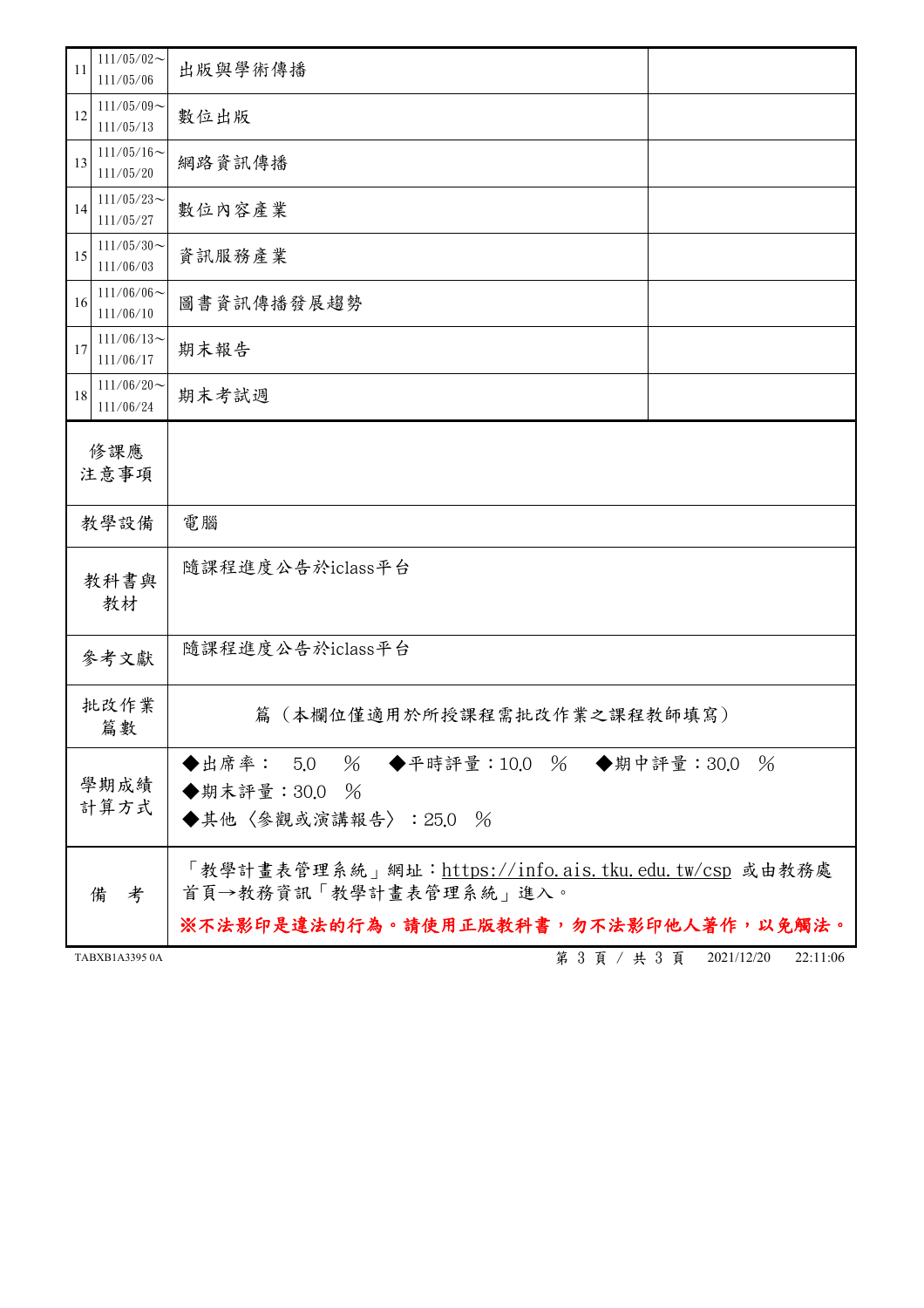| | | | |
|---|---|---|---|
| 11 | 111/05/02～<br>111/05/06 | 出版與學術傳播 | |
| 12 | 111/05/09～<br>111/05/13 | 數位出版 | |
| 13 | 111/05/16～<br>111/05/20 | 網路資訊傳播 | |
| 14 | 111/05/23～<br>111/05/27 | 數位內容產業 | |
| 15 | 111/05/30～<br>111/06/03 | 資訊服務產業 | |
| 16 | 111/06/06～<br>111/06/10 | 圖書資訊傳播發展趨勢 | |
| 17 | 111/06/13～<br>111/06/17 | 期末報告 | |
| 18 | 111/06/20～<br>111/06/24 | 期末考試週 | |

| | |
|---|---|
| 修課應注意事項 | |
| 教學設備 | 電腦 |
| 教科書與教材 | 隨課程進度公告於iclass平台 |
| 參考文獻 | 隨課程進度公告於iclass平台 |
| 批改作業篇數 | 篇（本欄位僅適用於所授課程需批改作業之課程教師填寫） |
| 學期成績計算方式 | ◆出席率： 5.0 ％ ◆平時評量：10.0 ％ ◆期中評量：30.0 ％<br>◆期末評量：30.0 ％<br>◆其他〈參觀或演講報告〉：25.0 ％ |
| 備 考 | 「教學計畫表管理系統」網址：https://info.ais.tku.edu.tw/csp 或由教務處首頁→教務資訊「教學計畫表管理系統」進入。<br>**※不法影印是違法的行為。請使用正版教科書，勿不法影印他人著作，以免觸法。** |

TABXB1A3395 0A 2021/12/20 22:11:06